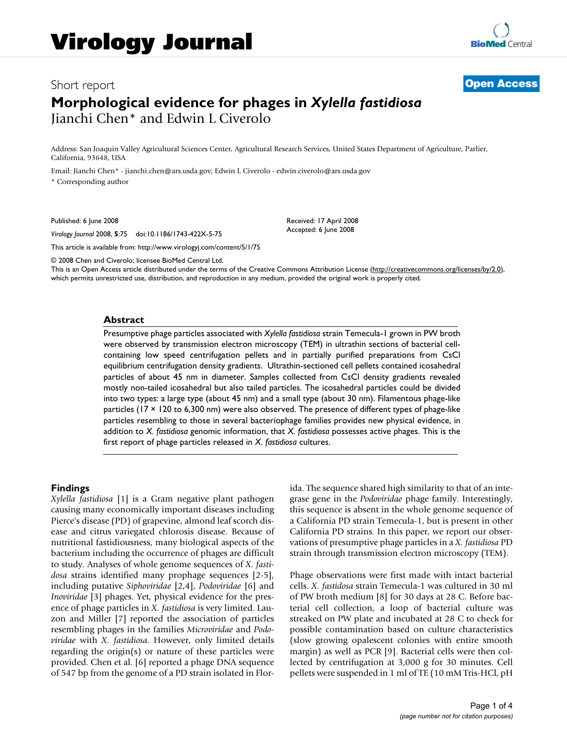Virology Journal

Short report

**Open Access**

# Morphological evidence for phages in *Xylella fastidiosa*

Jianchi Chen* and Edwin L Civerolo

Address: San Joaquin Valley Agricultural Sciences Center, Agricultural Research Services, United States Department of Agriculture, Parlier, California, 93648, USA

Email: Jianchi Chen* - jianchi.chen@ars.usda.gov; Edwin L Civerolo - edwin.civerolo@ars.usda.gov

* Corresponding author

Published: 6 June 2008

*Virology Journal* 2008, **5**:75 doi:10.1186/1743-422X-5-75

Received: 17 April 2008
Accepted: 6 June 2008

This article is available from: http://www.virologyj.com/content/5/1/75

© 2008 Chen and Civerolo; licensee BioMed Central Ltd.
This is an Open Access article distributed under the terms of the Creative Commons Attribution License (http://creativecommons.org/licenses/by/2.0), which permits unrestricted use, distribution, and reproduction in any medium, provided the original work is properly cited.

## Abstract

Presumptive phage particles associated with *Xylella fastidiosa* strain Temecula-1 grown in PW broth were observed by transmission electron microscopy (TEM) in ultrathin sections of bacterial cell-containing low speed centrifugation pellets and in partially purified preparations from CsCl equilibrium centrifugation density gradients. Ultrathin-sectioned cell pellets contained icosahedral particles of about 45 nm in diameter. Samples collected from CsCl density gradients revealed mostly non-tailed icosahedral but also tailed particles. The icosahedral particles could be divided into two types: a large type (about 45 nm) and a small type (about 30 nm). Filamentous phage-like particles (17 × 120 to 6,300 nm) were also observed. The presence of different types of phage-like particles resembling to those in several bacteriophage families provides new physical evidence, in addition to *X. fastidiosa* genomic information, that *X. fastidiosa* possesses active phages. This is the first report of phage particles released in *X. fastidiosa* cultures.

## Findings

*Xylella fastidiosa* [1] is a Gram negative plant pathogen causing many economically important diseases including Pierce's disease (PD) of grapevine, almond leaf scorch disease and citrus variegated chlorosis disease. Because of nutritional fastidiousness, many biological aspects of the bacterium including the occurrence of phages are difficult to study. Analyses of whole genome sequences of *X. fastidosa* strains identified many prophage sequences [2-5], including putative *Siphoviridae* [2,4], *Podoviridae* [6] and *Inoviridae* [3] phages. Yet, physical evidence for the presence of phage particles in *X. fastidiosa* is very limited. Lauzon and Miller [7] reported the association of particles resembling phages in the families *Microviridae* and *Podoviridae* with *X. fastidiosa*. However, only limited details regarding the origin(s) or nature of these particles were provided. Chen et al. [6] reported a phage DNA sequence of 547 bp from the genome of a PD strain isolated in Florida. The sequence shared high similarity to that of an integrase gene in the *Podoviridae* phage family. Interestingly, this sequence is absent in the whole genome sequence of a California PD strain Temecula-1, but is present in other California PD strains. In this paper, we report our observations of presumptive phage particles in a *X. fastidiosa* PD strain through transmission electron microscopy (TEM).

Phage observations were first made with intact bacterial cells. *X. fastidiosa* strain Temecula-1 was cultured in 30 ml of PW broth medium [8] for 30 days at 28 C. Before bacterial cell collection, a loop of bacterial culture was streaked on PW plate and incubated at 28 C to check for possible contamination based on culture characteristics (slow growing opalescent colonies with entire smooth margin) as well as PCR [9]. Bacterial cells were then collected by centrifugation at 3,000 g for 30 minutes. Cell pellets were suspended in 1 ml of TE (10 mM Tris-HCl, pH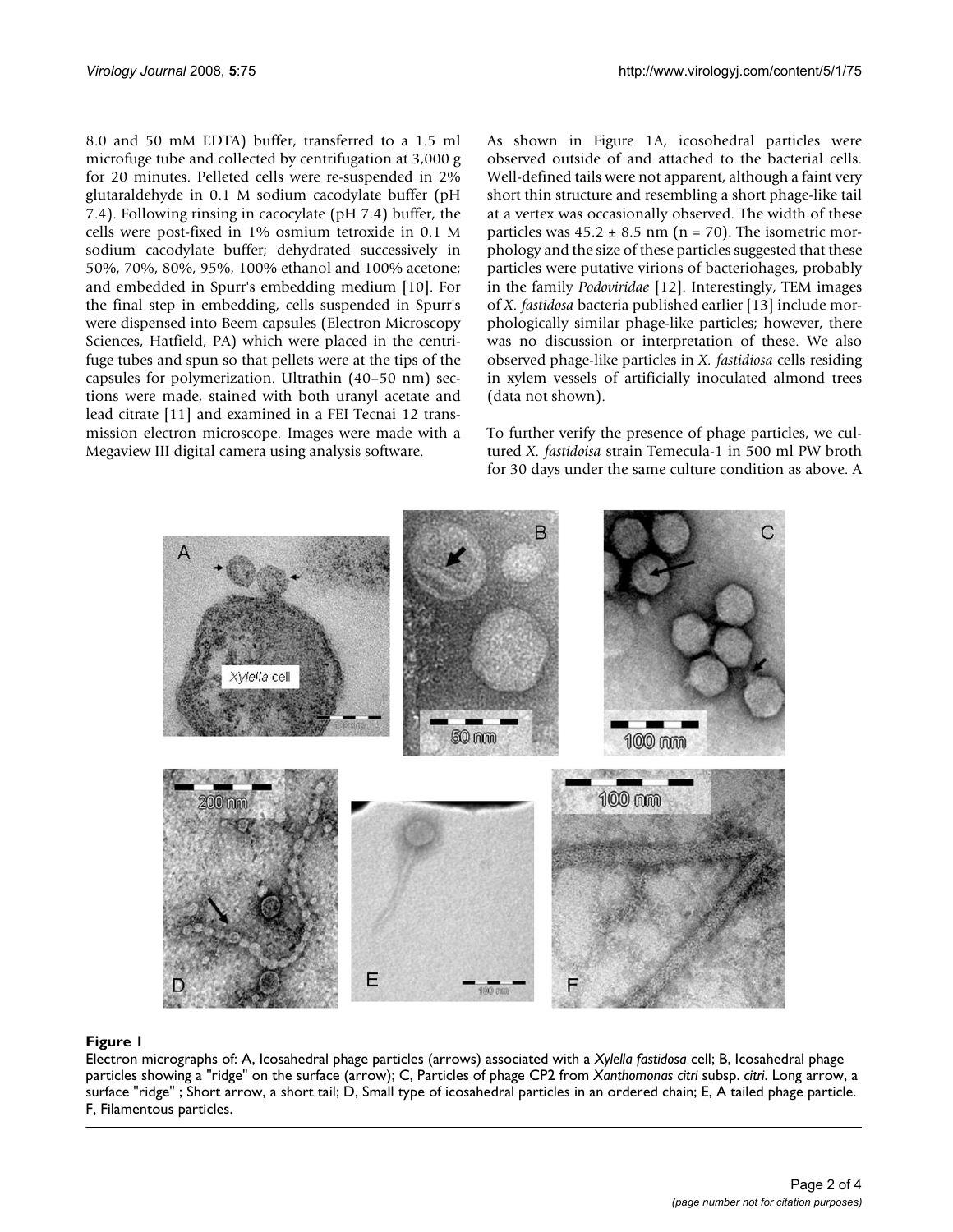8.0 and 50 mM EDTA) buffer, transferred to a 1.5 ml microfuge tube and collected by centrifugation at 3,000 g for 20 minutes. Pelleted cells were re-suspended in 2% glutaraldehyde in 0.1 M sodium cacodylate buffer (pH 7.4). Following rinsing in cacocylate (pH 7.4) buffer, the cells were post-fixed in 1% osmium tetroxide in 0.1 M sodium cacodylate buffer; dehydrated successively in 50%, 70%, 80%, 95%, 100% ethanol and 100% acetone; and embedded in Spurr's embedding medium [10]. For the final step in embedding, cells suspended in Spurr's were dispensed into Beem capsules (Electron Microscopy Sciences, Hatfield, PA) which were placed in the centrifuge tubes and spun so that pellets were at the tips of the capsules for polymerization. Ultrathin (40–50 nm) sections were made, stained with both uranyl acetate and lead citrate [11] and examined in a FEI Tecnai 12 transmission electron microscope. Images were made with a Megaview III digital camera using analysis software.

As shown in Figure 1A, icosohedral particles were observed outside of and attached to the bacterial cells. Well-defined tails were not apparent, although a faint very short thin structure and resembling a short phage-like tail at a vertex was occasionally observed. The width of these particles was 45.2 ± 8.5 nm (n = 70). The isometric morphology and the size of these particles suggested that these particles were putative virions of bacteriohages, probably in the family *Podoviridae* [12]. Interestingly, TEM images of *X. fastidosa* bacteria published earlier [13] include morphologically similar phage-like particles; however, there was no discussion or interpretation of these. We also observed phage-like particles in *X. fastidiosa* cells residing in xylem vessels of artificially inoculated almond trees (data not shown).

To further verify the presence of phage particles, we cultured *X. fastidoisa* strain Temecula-1 in 500 ml PW broth for 30 days under the same culture condition as above. A

**Figure 1**

Electron micrographs of: A, Icosahedral phage particles (arrows) associated with a *Xylella fastidosa* cell; B, Icosahedral phage particles showing a "ridge" on the surface (arrow); C, Particles of phage CP2 from *Xanthomonas citri* subsp. *citri*. Long arrow, a surface "ridge" ; Short arrow, a short tail; D, Small type of icosahedral particles in an ordered chain; E, A tailed phage particle. F, Filamentous particles.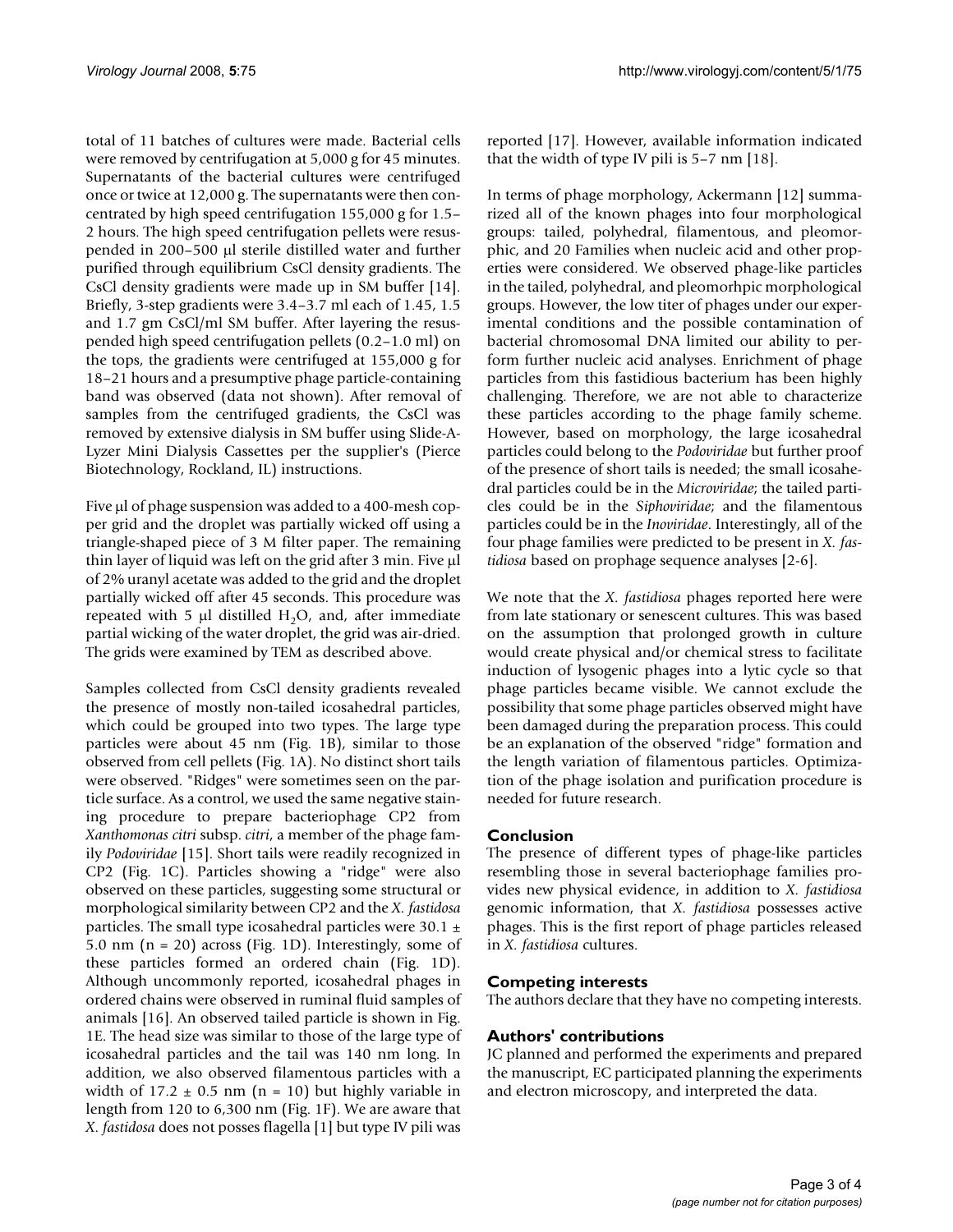total of 11 batches of cultures were made. Bacterial cells were removed by centrifugation at 5,000 g for 45 minutes. Supernatants of the bacterial cultures were centrifuged once or twice at 12,000 g. The supernatants were then concentrated by high speed centrifugation 155,000 g for 1.5–2 hours. The high speed centrifugation pellets were resuspended in 200–500 μl sterile distilled water and further purified through equilibrium CsCl density gradients. The CsCl density gradients were made up in SM buffer [14]. Briefly, 3-step gradients were 3.4–3.7 ml each of 1.45, 1.5 and 1.7 gm CsCl/ml SM buffer. After layering the resuspended high speed centrifugation pellets (0.2–1.0 ml) on the tops, the gradients were centrifuged at 155,000 g for 18–21 hours and a presumptive phage particle-containing band was observed (data not shown). After removal of samples from the centrifuged gradients, the CsCl was removed by extensive dialysis in SM buffer using Slide-A-Lyzer Mini Dialysis Cassettes per the supplier's (Pierce Biotechnology, Rockland, IL) instructions.

Five μl of phage suspension was added to a 400-mesh copper grid and the droplet was partially wicked off using a triangle-shaped piece of 3 M filter paper. The remaining thin layer of liquid was left on the grid after 3 min. Five μl of 2% uranyl acetate was added to the grid and the droplet partially wicked off after 45 seconds. This procedure was repeated with 5 μl distilled $H_2O$, and, after immediate partial wicking of the water droplet, the grid was air-dried. The grids were examined by TEM as described above.

Samples collected from CsCl density gradients revealed the presence of mostly non-tailed icosahedral particles, which could be grouped into two types. The large type particles were about 45 nm (Fig. 1B), similar to those observed from cell pellets (Fig. 1A). No distinct short tails were observed. "Ridges" were sometimes seen on the particle surface. As a control, we used the same negative staining procedure to prepare bacteriophage CP2 from *Xanthomonas citri* subsp. *citri*, a member of the phage family *Podoviridae* [15]. Short tails were readily recognized in CP2 (Fig. 1C). Particles showing a "ridge" were also observed on these particles, suggesting some structural or morphological similarity between CP2 and the *X. fastidosa* particles. The small type icosahedral particles were $30.1 \pm 5.0$ nm ($n = 20$) across (Fig. 1D). Interestingly, some of these particles formed an ordered chain (Fig. 1D). Although uncommonly reported, icosahedral phages in ordered chains were observed in ruminal fluid samples of animals [16]. An observed tailed particle is shown in Fig. 1E. The head size was similar to those of the large type of icosahedral particles and the tail was 140 nm long. In addition, we also observed filamentous particles with a width of $17.2 \pm 0.5$ nm ($n = 10$) but highly variable in length from 120 to 6,300 nm (Fig. 1F). We are aware that *X. fastidosa* does not posses flagella [1] but type IV pili was reported [17]. However, available information indicated that the width of type IV pili is 5–7 nm [18].

In terms of phage morphology, Ackermann [12] summarized all of the known phages into four morphological groups: tailed, polyhedral, filamentous, and pleomorphic, and 20 Families when nucleic acid and other properties were considered. We observed phage-like particles in the tailed, polyhedral, and pleomorhpic morphological groups. However, the low titer of phages under our experimental conditions and the possible contamination of bacterial chromosomal DNA limited our ability to perform further nucleic acid analyses. Enrichment of phage particles from this fastidious bacterium has been highly challenging. Therefore, we are not able to characterize these particles according to the phage family scheme. However, based on morphology, the large icosahedral particles could belong to the *Podoviridae* but further proof of the presence of short tails is needed; the small icosahedral particles could be in the *Microviridae*; the tailed particles could be in the *Siphoviridae*; and the filamentous particles could be in the *Inoviridae*. Interestingly, all of the four phage families were predicted to be present in *X. fastidiosa* based on prophage sequence analyses [2-6].

We note that the *X. fastidiosa* phages reported here were from late stationary or senescent cultures. This was based on the assumption that prolonged growth in culture would create physical and/or chemical stress to facilitate induction of lysogenic phages into a lytic cycle so that phage particles became visible. We cannot exclude the possibility that some phage particles observed might have been damaged during the preparation process. This could be an explanation of the observed "ridge" formation and the length variation of filamentous particles. Optimization of the phage isolation and purification procedure is needed for future research.

## Conclusion

The presence of different types of phage-like particles resembling those in several bacteriophage families provides new physical evidence, in addition to *X. fastidiosa* genomic information, that *X. fastidiosa* possesses active phages. This is the first report of phage particles released in *X. fastidiosa* cultures.

## Competing interests

The authors declare that they have no competing interests.

## Authors' contributions

JC planned and performed the experiments and prepared the manuscript, EC participated planning the experiments and electron microscopy, and interpreted the data.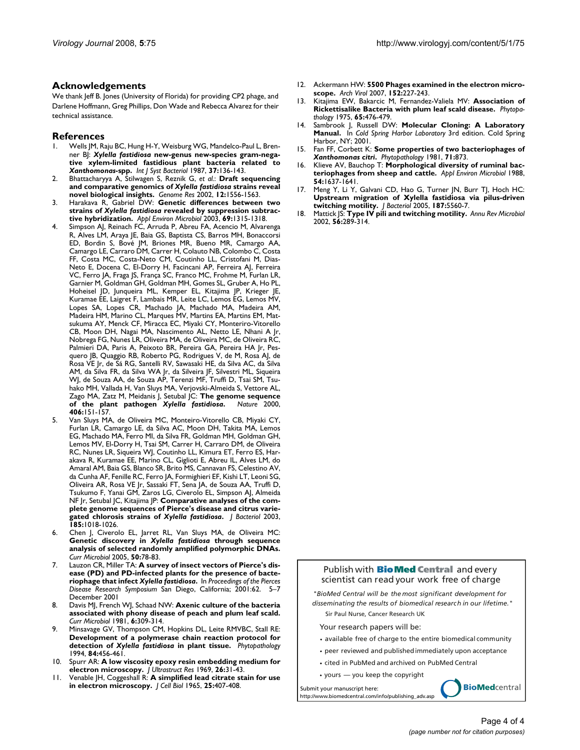## Acknowledgements

We thank Jeff B. Jones (University of Florida) for providing CP2 phage, and Darlene Hoffmann, Greg Phillips, Don Wade and Rebecca Alvarez for their technical assistance.

## References

1. Wells JM, Raju BC, Hung H-Y, Weisburg WG, Mandelco-Paul L, Brenner BJ: ***Xylella fastidiosa*** **new-genus new-species gram-negative xylem-limited fastidious plant bacteria related to** ***Xanthomonas*****-spp.** *Int J Syst Bacteriol* 1987, **37:**136-143.
2. Bhattacharyya A, Stilwagen S, Reznik G, *et al.*: **Draft sequencing and comparative genomics of** ***Xylella fastidiosa*** **strains reveal novel biological insights.** *Genome Res* 2002, **12:**1556-1563.
3. Harakava R, Gabriel DW: **Genetic differences between two strains of** ***Xylella fastidiosa*** **revealed by suppression subtractive hybridization.** *Appl Environ Microbiol* 2003, **69:**1315-1318.
4. Simpson AJ, Reinach FC, Arruda P, Abreu FA, Acencio M, Alvarenga R, Alves LM, Araya JE, Baia GS, Baptista CS, Barros MH, Bonaccorsi ED, Bordin S, Bové JM, Briones MR, Bueno MR, Camargo AA, Camargo LE, Carraro DM, Carrer H, Colauto NB, Colombo C, Costa FF, Costa MC, Costa-Neto CM, Coutinho LL, Cristofani M, Dias-Neto E, Docena C, El-Dorry H, Facincani AP, Ferreira AJ, Ferreira VC, Ferro JA, Fraga JS, França SC, Franco MC, Frohme M, Furlan LR, Garnier M, Goldman GH, Goldman MH, Gomes SL, Gruber A, Ho PL, Hoheisel JD, Junqueira ML, Kemper EL, Kitajima JP, Krieger JE, Kuramae EE, Laigret F, Lambais MR, Leite LC, Lemos EG, Lemos MV, Lopes SA, Lopes CR, Machado JA, Machado MA, Madeira AM, Madeira HM, Marino CL, Marques MV, Martins EA, Martins EM, Matsukuma AY, Menck CF, Miracca EC, Miyaki CY, Monteriro-Vitorello CB, Moon DH, Nagai MA, Nascimento AL, Netto LE, Nhani A Jr, Nobrega FG, Nunes LR, Oliveira MA, de Oliveira MC, de Oliveira RC, Palmieri DA, Paris A, Peixoto BR, Pereira GA, Pereira HA Jr, Pesquero JB, Quaggio RB, Roberto PG, Rodrigues V, de M, Rosa AJ, de Rosa VE Jr, de Sá RG, Santelli RV, Sawasaki HE, da Silva AC, da Silva AM, da Silva FR, da Silva WA Jr, da Silveira JF, Silvestri ML, Siqueira WJ, de Souza AA, de Souza AP, Terenzi MF, Truffi D, Tsai SM, Tsuhako MH, Vallada H, Van Sluys MA, Verjovski-Almeida S, Vettore AL, Zago MA, Zatz M, Meidanis J, Setubal JC: **The genome sequence of the plant pathogen** ***Xylella fastidiosa*****.** *Nature* 2000, **406:**151-157.
5. Van Sluys MA, de Oliveira MC, Monteiro-Vitorello CB, Miyaki CY, Furlan LR, Camargo LE, da Silva AC, Moon DH, Takita MA, Lemos EG, Machado MA, Ferro MI, da Silva FR, Goldman MH, Goldman GH, Lemos MV, El-Dorry H, Tsai SM, Carrer H, Carraro DM, de Oliveira RC, Nunes LR, Siqueira WJ, Coutinho LL, Kimura ET, Ferro ES, Harakava R, Kuramae EE, Marino CL, Giglioti E, Abreu IL, Alves LM, do Amaral AM, Baia GS, Blanco SR, Brito MS, Cannavan FS, Celestino AV, da Cunha AF, Fenille RC, Ferro JA, Formighieri EF, Kishi LT, Leoni SG, Oliveira AR, Rosa VE Jr, Sassaki FT, Sena JA, de Souza AA, Truffi D, Tsukumo F, Yanai GM, Zaros LG, Civerolo EL, Simpson AJ, Almeida NF Jr, Setubal JC, Kitajima JP: **Comparative analyses of the complete genome sequences of Pierce's disease and citrus variegated chlorosis strains of** ***Xylella fastidiosa*****.** *J Bacteriol* 2003, **185:**1018-1026.
6. Chen J, Civerolo EL, Jarret RL, Van Sluys MA, de Oliveira MC: **Genetic discovery in** ***Xylella fastidiosa*** **through sequence analysis of selected randomly amplified polymorphic DNAs.** *Curr Microbiol* 2005, **50:**78-83.
7. Lauzon CR, Miller TA: **A survey of insect vectors of Pierce's disease (PD) and PD-infected plants for the presence of bacteriophage that infect** ***Xylella fastidiosa*****.** In *Proceedings of the Pierces Disease Research Symposium* San Diego, California; 2001:62. 5–7 December 2001
8. Davis MJ, French WJ, Schaad NW: **Axenic culture of the bacteria associated with phony disease of peach and plum leaf scald.** *Curr Microbiol* 1981, **6:**309-314.
9. Minsavage GV, Thompson CM, Hopkins DL, Leite RMVBC, Stall RE: **Development of a polymerase chain reaction protocol for detection of** ***Xylella fastidiosa*** **in plant tissue.** *Phytopathology* 1994, **84:**456-461.
10. Spurr AR: **A low viscosity epoxy resin embedding medium for electron microscopy.** *J Ultrastruct Res* 1969, **26:**31-43.
11. Venable JH, Coggeshall R: **A simplified lead citrate stain for use in electron microscopy.** *J Cell Biol* 1965, **25:**407-408.
12. Ackermann HW: **5500 Phages examined in the electron microscope.** *Arch Virol* 2007, **152:**227-243.
13. Kitajima EW, Bakarcic M, Fernandez-Valiela MV: **Association of Rickettisalike Bacteria with plum leaf scald disease.** *Phytopathology* 1975, **65:**476-479.
14. Sambrook J, Russell DW: **Molecular Cloning: A Laboratory Manual.** In *Cold Spring Harbor Laboratory* 3rd edition. Cold Spring Harbor, NY; 2001.
15. Fan FF, Corbett K: **Some properties of two bacteriophages of** ***Xanthomonas citri*****.** *Phytopathology* 1981, **71:**873.
16. Klieve AV, Bauchop T: **Morphological diversity of ruminal bacteriophages from sheep and cattle.** *Appl Environ Microbiol* 1988, **54:**1637-1641.
17. Meng Y, Li Y, Galvani CD, Hao G, Turner JN, Burr TJ, Hoch HC: **Upstream migration of Xylella fastidiosa via pilus-driven twitching motility.** *J Bacteriol* 2005, **187:**5560-7.
18. Mattick JS: **Type IV pili and twitching motility.** *Annu Rev Microbiol* 2002, **56:**289-314.

Publish with **BioMed Central** and every scientist can read your work free of charge

*"BioMed Central will be the most significant development for disseminating the results of biomedical research in our lifetime."*
Sir Paul Nurse, Cancer Research UK

Your research papers will be:

- available free of charge to the entire biomedical community
- peer reviewed and published immediately upon acceptance
- cited in PubMed and archived on PubMed Central
- yours — you keep the copyright

Submit your manuscript here:
http://www.biomedcentral.com/info/publishing_adv.asp

**BioMed**central